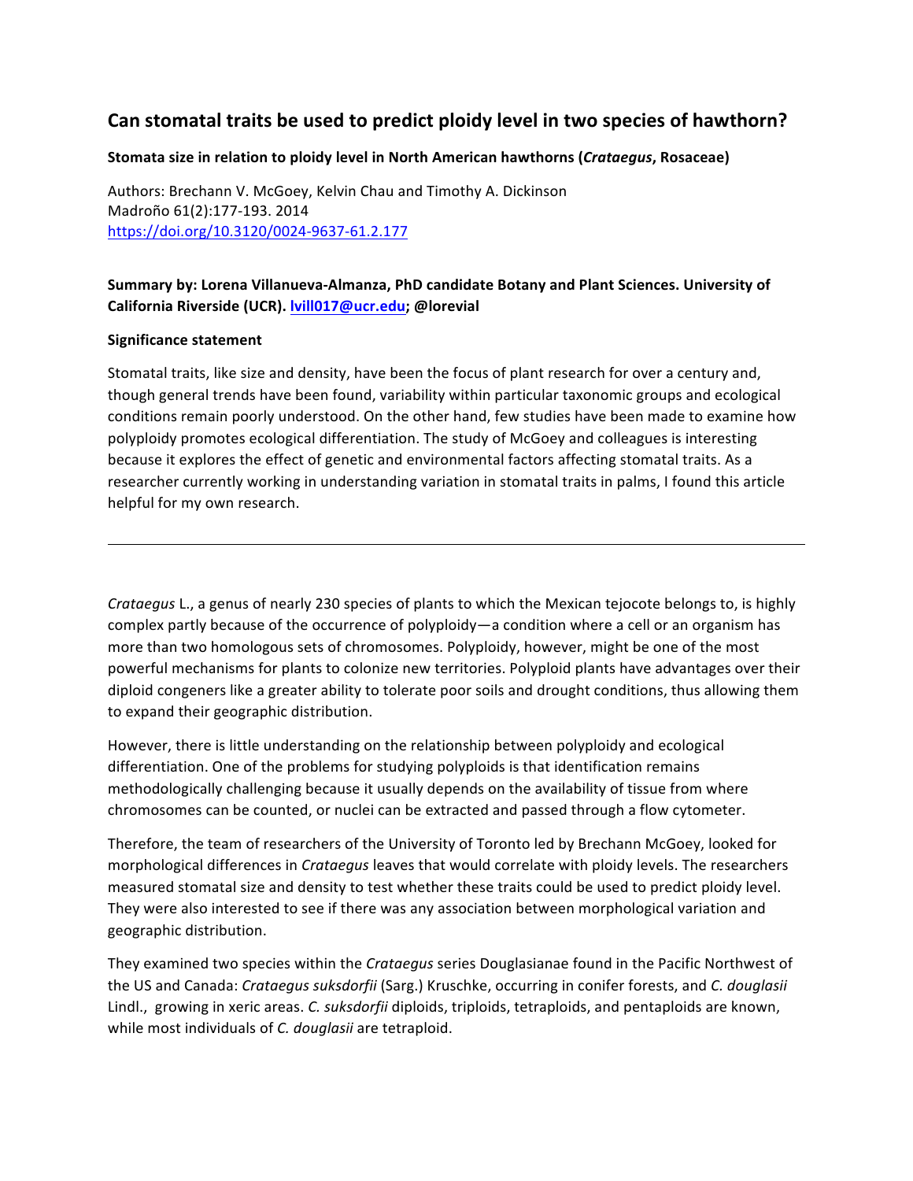# Can stomatal traits be used to predict ploidy level in two species of hawthorn?

**Stomata size in relation to ploidy level in North American hawthorns (*Crataegus*, Rosaceae)**

Authors: Brechann V. McGoey, Kelvin Chau and Timothy A. Dickinson
Madroño 61(2):177-193. 2014
https://doi.org/10.3120/0024-9637-61.2.177

**Summary by: Lorena Villanueva-Almanza, PhD candidate Botany and Plant Sciences. University of California Riverside (UCR). lvill017@ucr.edu; @lorevial**

**Significance statement**

Stomatal traits, like size and density, have been the focus of plant research for over a century and, though general trends have been found, variability within particular taxonomic groups and ecological conditions remain poorly understood. On the other hand, few studies have been made to examine how polyploidy promotes ecological differentiation. The study of McGoey and colleagues is interesting because it explores the effect of genetic and environmental factors affecting stomatal traits. As a researcher currently working in understanding variation in stomatal traits in palms, I found this article helpful for my own research.

---

*Crataegus* L., a genus of nearly 230 species of plants to which the Mexican tejocote belongs to, is highly complex partly because of the occurrence of polyploidy—a condition where a cell or an organism has more than two homologous sets of chromosomes. Polyploidy, however, might be one of the most powerful mechanisms for plants to colonize new territories. Polyploid plants have advantages over their diploid congeners like a greater ability to tolerate poor soils and drought conditions, thus allowing them to expand their geographic distribution.

However, there is little understanding on the relationship between polyploidy and ecological differentiation. One of the problems for studying polyploids is that identification remains methodologically challenging because it usually depends on the availability of tissue from where chromosomes can be counted, or nuclei can be extracted and passed through a flow cytometer.

Therefore, the team of researchers of the University of Toronto led by Brechann McGoey, looked for morphological differences in *Crataegus* leaves that would correlate with ploidy levels. The researchers measured stomatal size and density to test whether these traits could be used to predict ploidy level. They were also interested to see if there was any association between morphological variation and geographic distribution.

They examined two species within the *Crataegus* series Douglasianae found in the Pacific Northwest of the US and Canada: *Crataegus suksdorfii* (Sarg.) Kruschke, occurring in conifer forests, and *C. douglasii* Lindl., growing in xeric areas. *C. suksdorfii* diploids, triploids, tetraploids, and pentaploids are known, while most individuals of *C. douglasii* are tetraploid.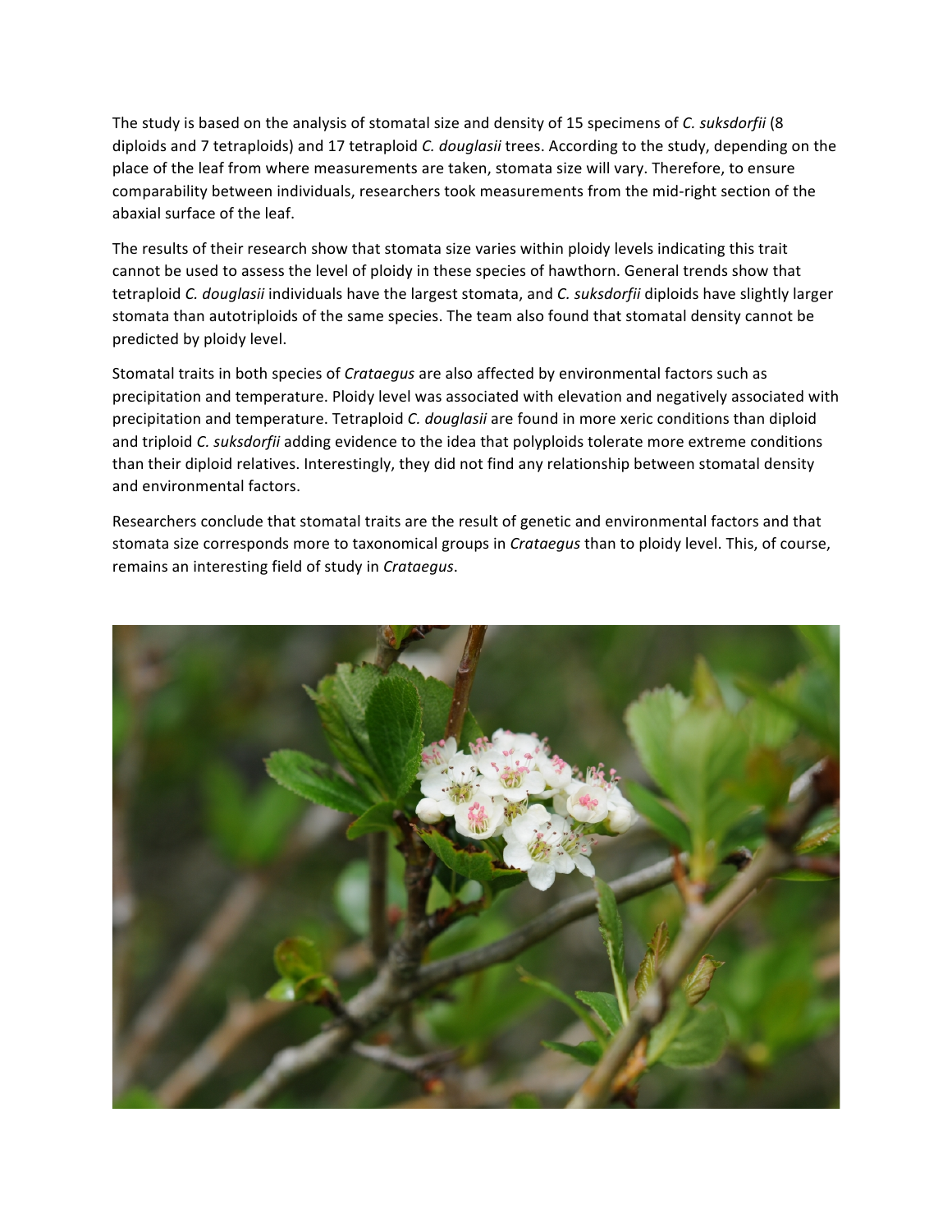The study is based on the analysis of stomatal size and density of 15 specimens of *C. suksdorfii* (8 diploids and 7 tetraploids) and 17 tetraploid *C. douglasii* trees. According to the study, depending on the place of the leaf from where measurements are taken, stomata size will vary. Therefore, to ensure comparability between individuals, researchers took measurements from the mid-right section of the abaxial surface of the leaf.

The results of their research show that stomata size varies within ploidy levels indicating this trait cannot be used to assess the level of ploidy in these species of hawthorn. General trends show that tetraploid *C. douglasii* individuals have the largest stomata, and *C. suksdorfii* diploids have slightly larger stomata than autotriploids of the same species. The team also found that stomatal density cannot be predicted by ploidy level.

Stomatal traits in both species of *Crataegus* are also affected by environmental factors such as precipitation and temperature. Ploidy level was associated with elevation and negatively associated with precipitation and temperature. Tetraploid *C. douglasii* are found in more xeric conditions than diploid and triploid *C. suksdorfii* adding evidence to the idea that polyploids tolerate more extreme conditions than their diploid relatives. Interestingly, they did not find any relationship between stomatal density and environmental factors.

Researchers conclude that stomatal traits are the result of genetic and environmental factors and that stomata size corresponds more to taxonomical groups in *Crataegus* than to ploidy level. This, of course, remains an interesting field of study in *Crataegus*.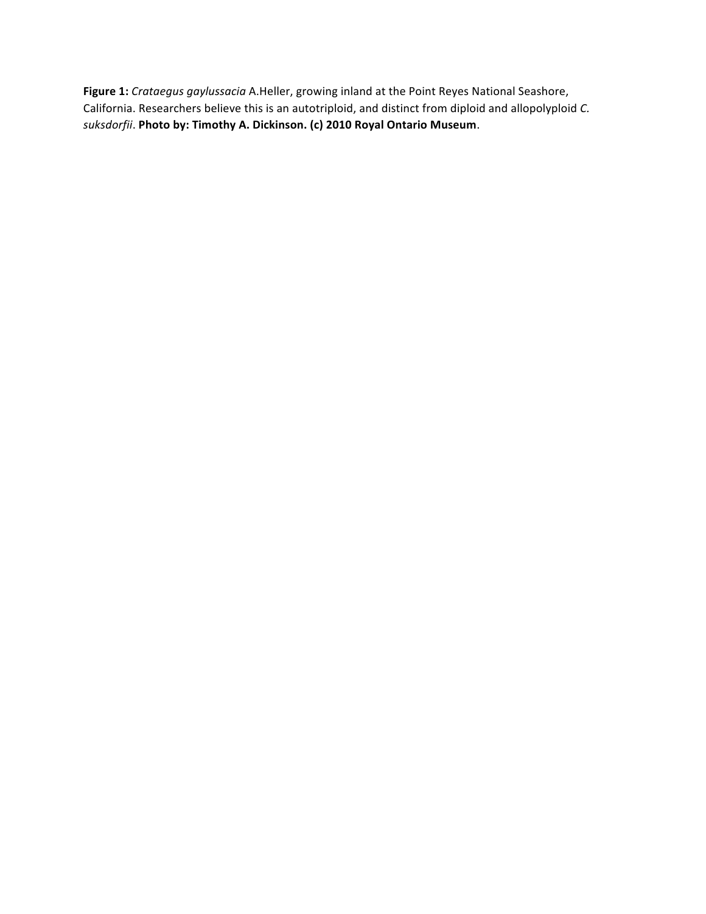**Figure 1:** *Crataegus gaylussacia* A.Heller, growing inland at the Point Reyes National Seashore, California. Researchers believe this is an autotriploid, and distinct from diploid and allopolyploid *C. suksdorfii*. **Photo by: Timothy A. Dickinson. (c) 2010 Royal Ontario Museum**.